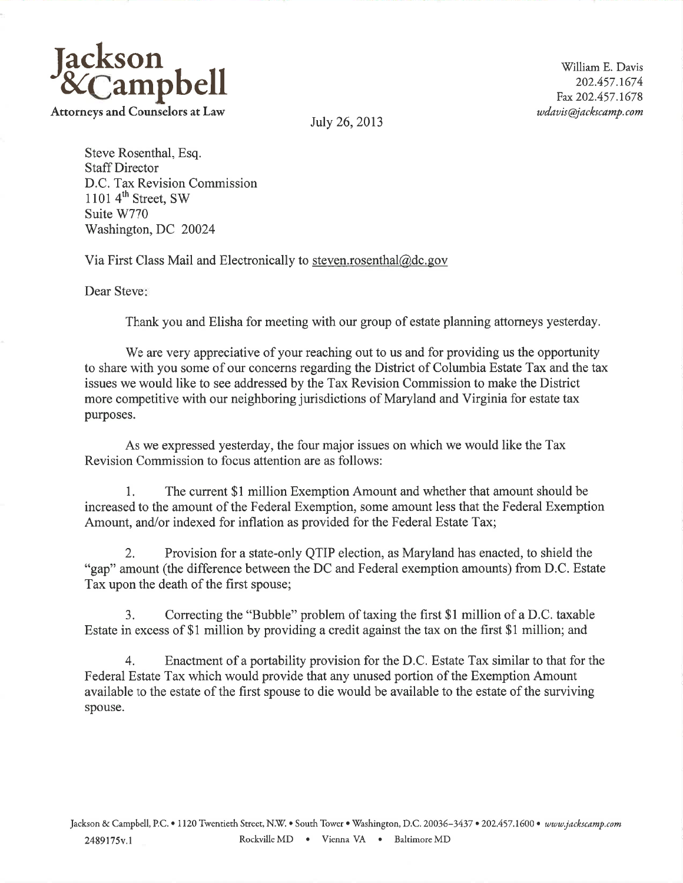**Jackson & Campbell**
Attorneys and Counselors at Law

William E. Davis
202.457.1674
Fax 202.457.1678
*wdavis@jackscamp.com*

July 26, 2013

Steve Rosenthal, Esq.
Staff Director
D.C. Tax Revision Commission
1101 4th Street, SW
Suite W770
Washington, DC 20024

Via First Class Mail and Electronically to steven.rosenthal@dc.gov

Dear Steve:

Thank you and Elisha for meeting with our group of estate planning attorneys yesterday.

We are very appreciative of your reaching out to us and for providing us the opportunity to share with you some of our concerns regarding the District of Columbia Estate Tax and the tax issues we would like to see addressed by the Tax Revision Commission to make the District more competitive with our neighboring jurisdictions of Maryland and Virginia for estate tax purposes.

As we expressed yesterday, the four major issues on which we would like the Tax Revision Commission to focus attention are as follows:

1. The current $1 million Exemption Amount and whether that amount should be increased to the amount of the Federal Exemption, some amount less that the Federal Exemption Amount, and/or indexed for inflation as provided for the Federal Estate Tax;

2. Provision for a state-only QTIP election, as Maryland has enacted, to shield the "gap" amount (the difference between the DC and Federal exemption amounts) from D.C. Estate Tax upon the death of the first spouse;

3. Correcting the "Bubble" problem of taxing the first $1 million of a D.C. taxable Estate in excess of $1 million by providing a credit against the tax on the first $1 million; and

4. Enactment of a portability provision for the D.C. Estate Tax similar to that for the Federal Estate Tax which would provide that any unused portion of the Exemption Amount available to the estate of the first spouse to die would be available to the estate of the surviving spouse.

Jackson & Campbell, P.C. • 1120 Twentieth Street, N.W. • South Tower • Washington, D.C. 20036-3437 • 202.457.1600 • *www.jackscamp.com*
2489175v.1 Rockville MD • Vienna VA • Baltimore MD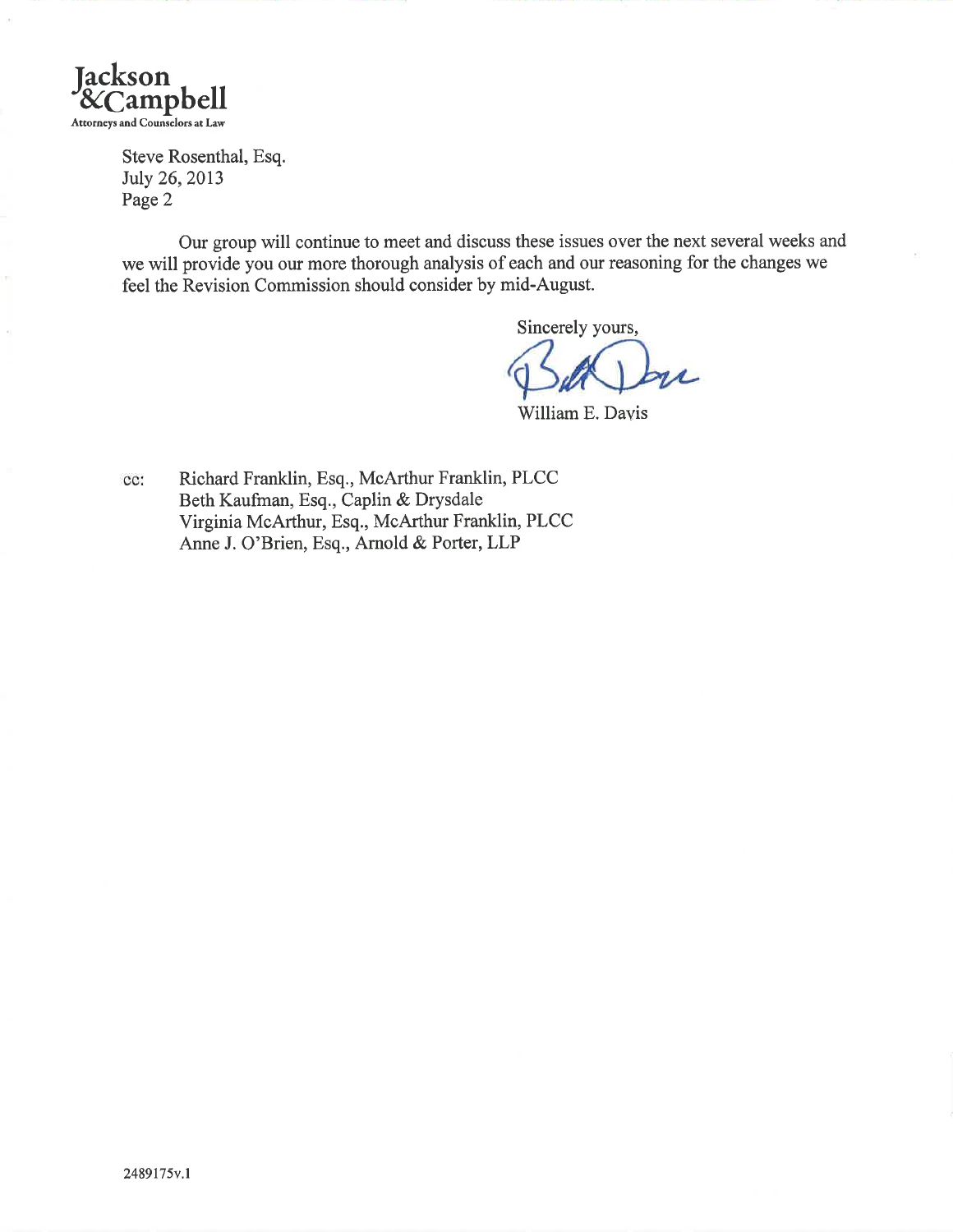Steve Rosenthal, Esq.
July 26, 2013
Page 2

Our group will continue to meet and discuss these issues over the next several weeks and we will provide you our more thorough analysis of each and our reasoning for the changes we feel the Revision Commission should consider by mid-August.

Sincerely yours,

William E. Davis

cc: Richard Franklin, Esq., McArthur Franklin, PLCC
Beth Kaufman, Esq., Caplin & Drysdale
Virginia McArthur, Esq., McArthur Franklin, PLCC
Anne J. O'Brien, Esq., Arnold & Porter, LLP

2489175v.1